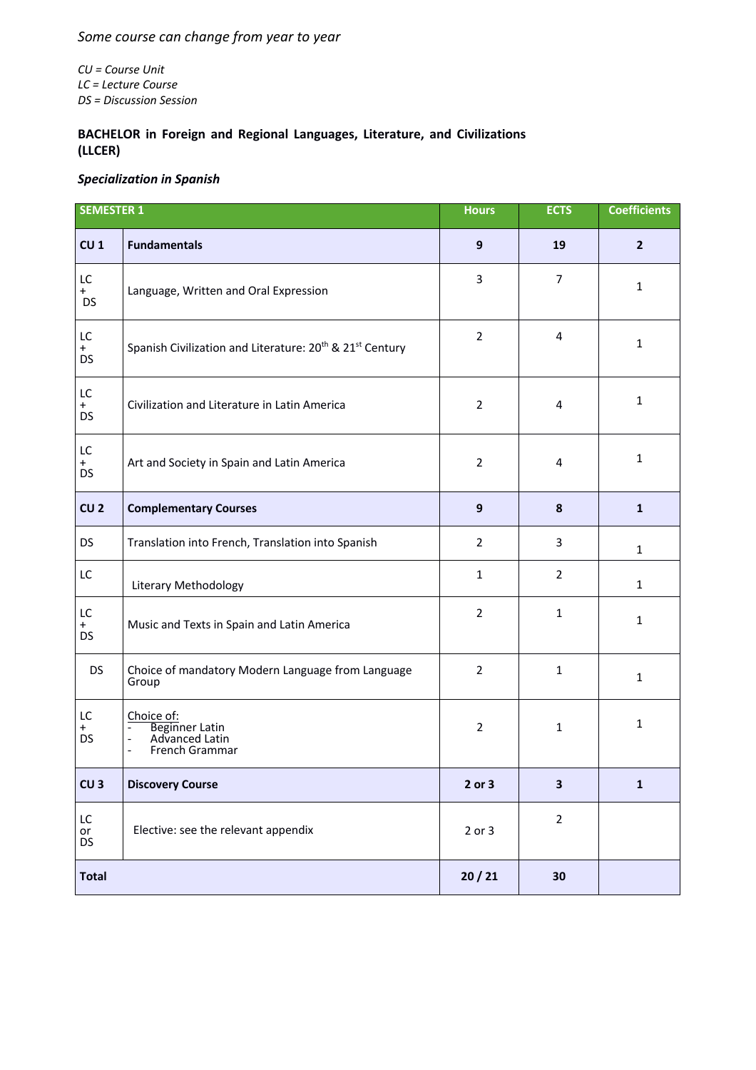*Some course can change from year to year*

*CU = Course Unit*
*LC = Lecture Course*
*DS = Discussion Session*

**BACHELOR in Foreign and Regional Languages, Literature, and Civilizations (LLCER)**

***Specialization in Spanish***

| **SEMESTER 1** | | **Hours** | **ECTS** | **Coefficients** |
|---|---|---|---|---|
| **CU 1** | **Fundamentals** | **9** | **19** | **2** |
| LC + DS | Language, Written and Oral Expression | 3 | 7 | 1 |
| LC + DS | Spanish Civilization and Literature: 20th & 21st Century | 2 | 4 | 1 |
| LC + DS | Civilization and Literature in Latin America | 2 | 4 | 1 |
| LC + DS | Art and Society in Spain and Latin America | 2 | 4 | 1 |
| **CU 2** | **Complementary Courses** | **9** | **8** | **1** |
| DS | Translation into French, Translation into Spanish | 2 | 3 | 1 |
| LC | Literary Methodology | 1 | 2 | 1 |
| LC + DS | Music and Texts in Spain and Latin America | 2 | 1 | 1 |
| DS | Choice of mandatory Modern Language from Language Group | 2 | 1 | 1 |
| LC + DS | Choice of:<br>- Beginner Latin<br>- Advanced Latin<br>- French Grammar | 2 | 1 | 1 |
| **CU 3** | **Discovery Course** | **2 or 3** | **3** | **1** |
| LC or DS | Elective: see the relevant appendix | 2 or 3 | 2 | |
| **Total** | | **20 / 21** | **30** | |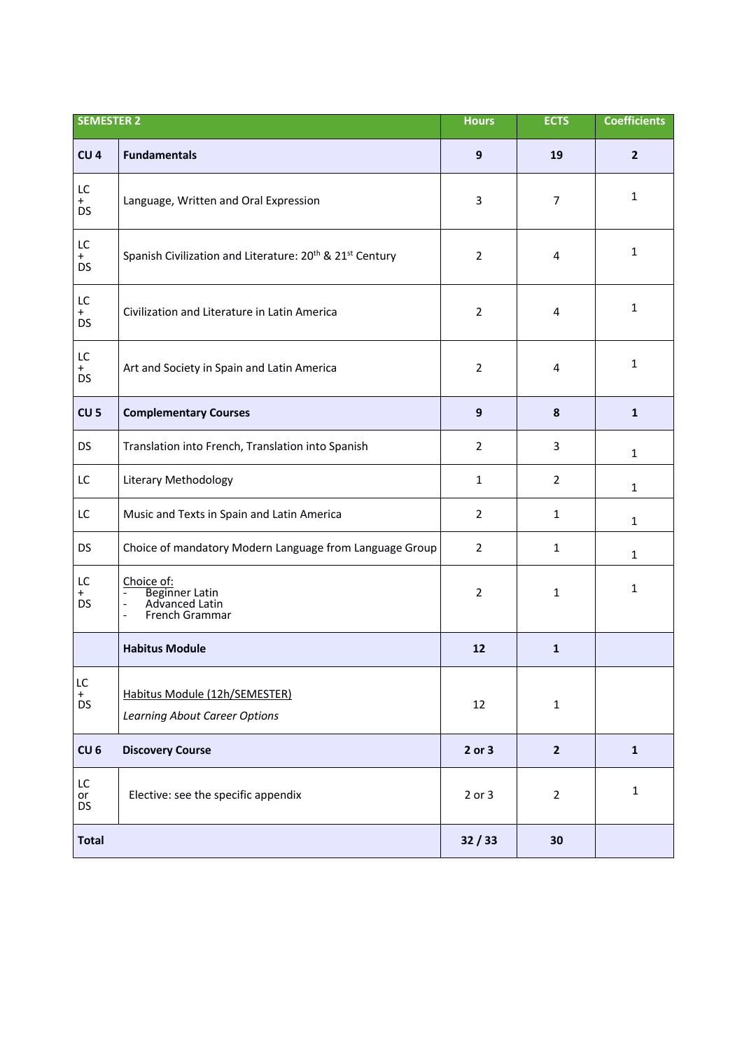| SEMESTER 2 | | Hours | ECTS | Coefficients |
|---|---|---|---|---|
| **CU 4** | **Fundamentals** | **9** | **19** | **2** |
| LC + DS | Language, Written and Oral Expression | 3 | 7 | 1 |
| LC + DS | Spanish Civilization and Literature: 20th & 21st Century | 2 | 4 | 1 |
| LC + DS | Civilization and Literature in Latin America | 2 | 4 | 1 |
| LC + DS | Art and Society in Spain and Latin America | 2 | 4 | 1 |
| **CU 5** | **Complementary Courses** | **9** | **8** | **1** |
| DS | Translation into French, Translation into Spanish | 2 | 3 | 1 |
| LC | Literary Methodology | 1 | 2 | 1 |
| LC | Music and Texts in Spain and Latin America | 2 | 1 | 1 |
| DS | Choice of mandatory Modern Language from Language Group | 2 | 1 | 1 |
| LC + DS | Choice of: - Beginner Latin - Advanced Latin - French Grammar | 2 | 1 | 1 |
| | **Habitus Module** | **12** | **1** | |
| LC + DS | Habitus Module (12h/SEMESTER) *Learning About Career Options* | 12 | 1 | |
| **CU 6** | **Discovery Course** | **2 or 3** | **2** | **1** |
| LC or DS | Elective: see the specific appendix | 2 or 3 | 2 | 1 |
| **Total** | | **32 / 33** | **30** | |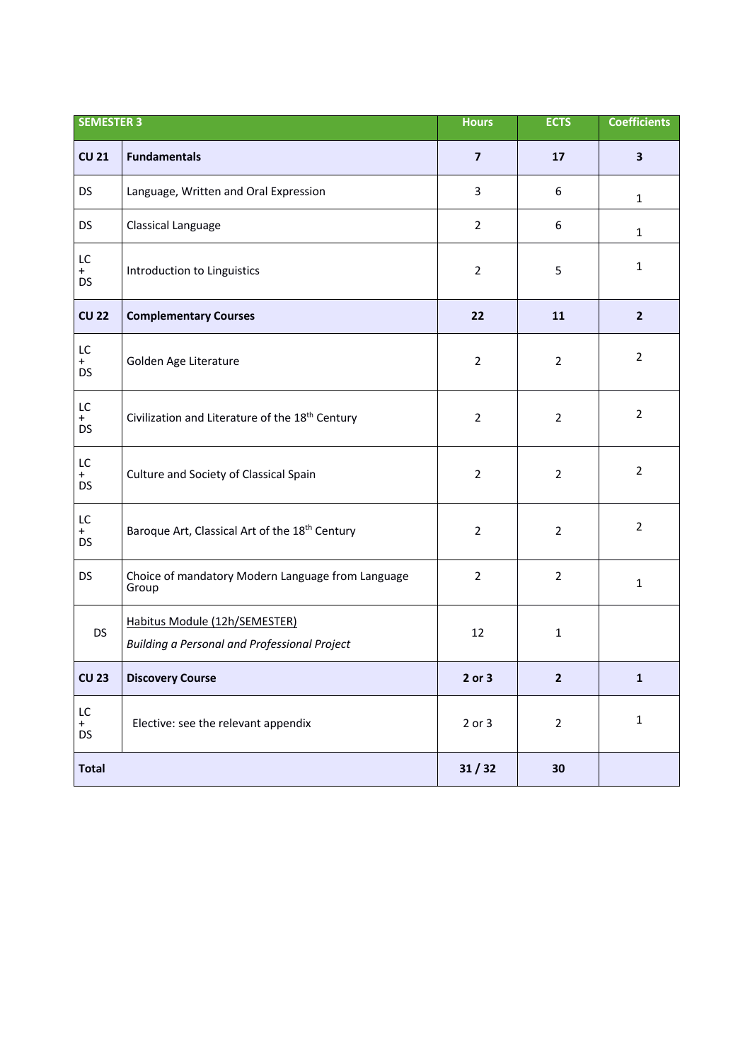| SEMESTER 3 | | Hours | ECTS | Coefficients |
|---|---|---|---|---|
| **CU 21** | **Fundamentals** | **7** | **17** | **3** |
| DS | Language, Written and Oral Expression | 3 | 6 | 1 |
| DS | Classical Language | 2 | 6 | 1 |
| LC + DS | Introduction to Linguistics | 2 | 5 | 1 |
| **CU 22** | **Complementary Courses** | **22** | **11** | **2** |
| LC + DS | Golden Age Literature | 2 | 2 | 2 |
| LC + DS | Civilization and Literature of the 18th Century | 2 | 2 | 2 |
| LC + DS | Culture and Society of Classical Spain | 2 | 2 | 2 |
| LC + DS | Baroque Art, Classical Art of the 18th Century | 2 | 2 | 2 |
| DS | Choice of mandatory Modern Language from Language Group | 2 | 2 | 1 |
| DS | Habitus Module (12h/SEMESTER) *Building a Personal and Professional Project* | 12 | 1 | |
| **CU 23** | **Discovery Course** | **2 or 3** | **2** | **1** |
| LC + DS | Elective: see the relevant appendix | 2 or 3 | 2 | 1 |
| **Total** | | **31 / 32** | **30** | |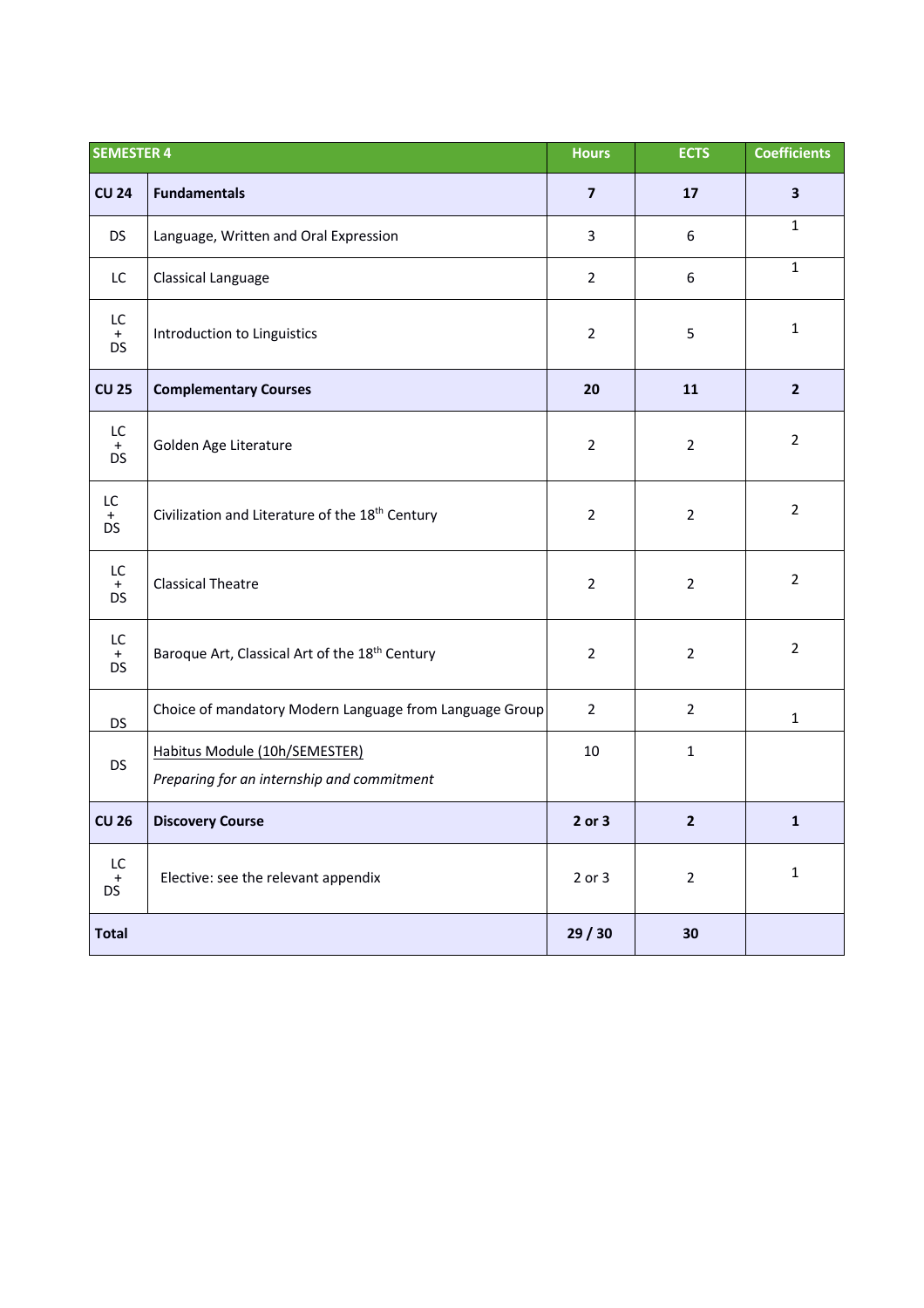| SEMESTER 4 | | Hours | ECTS | Coefficients |
|---|---|---|---|---|
| **CU 24** | **Fundamentals** | **7** | **17** | **3** |
| DS | Language, Written and Oral Expression | 3 | 6 | 1 |
| LC | Classical Language | 2 | 6 | 1 |
| LC + DS | Introduction to Linguistics | 2 | 5 | 1 |
| **CU 25** | **Complementary Courses** | **20** | **11** | **2** |
| LC + DS | Golden Age Literature | 2 | 2 | 2 |
| LC + DS | Civilization and Literature of the 18th Century | 2 | 2 | 2 |
| LC + DS | Classical Theatre | 2 | 2 | 2 |
| LC + DS | Baroque Art, Classical Art of the 18th Century | 2 | 2 | 2 |
| DS | Choice of mandatory Modern Language from Language Group | 2 | 2 | 1 |
| DS | Habitus Module (10h/SEMESTER) *Preparing for an internship and commitment* | 10 | 1 | |
| **CU 26** | **Discovery Course** | **2 or 3** | **2** | **1** |
| LC + DS | Elective: see the relevant appendix | 2 or 3 | 2 | 1 |
| **Total** | | **29 / 30** | **30** | |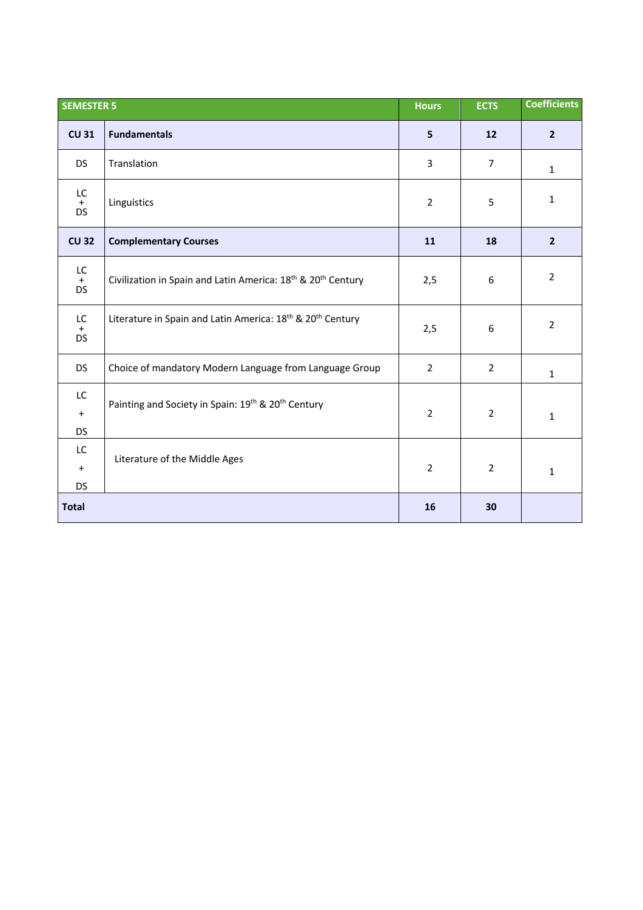| SEMESTER 5 | | Hours | ECTS | Coefficients |
|---|---|---|---|---|
| **CU 31** | **Fundamentals** | **5** | **12** | **2** |
| DS | Translation | 3 | 7 | 1 |
| LC + DS | Linguistics | 2 | 5 | 1 |
| **CU 32** | **Complementary Courses** | **11** | **18** | **2** |
| LC + DS | Civilization in Spain and Latin America: 18th & 20th Century | 2,5 | 6 | 2 |
| LC + DS | Literature in Spain and Latin America: 18th & 20th Century | 2,5 | 6 | 2 |
| DS | Choice of mandatory Modern Language from Language Group | 2 | 2 | 1 |
| LC + DS | Painting and Society in Spain: 19th & 20th Century | 2 | 2 | 1 |
| LC + DS | Literature of the Middle Ages | 2 | 2 | 1 |
| **Total** | | **16** | **30** | |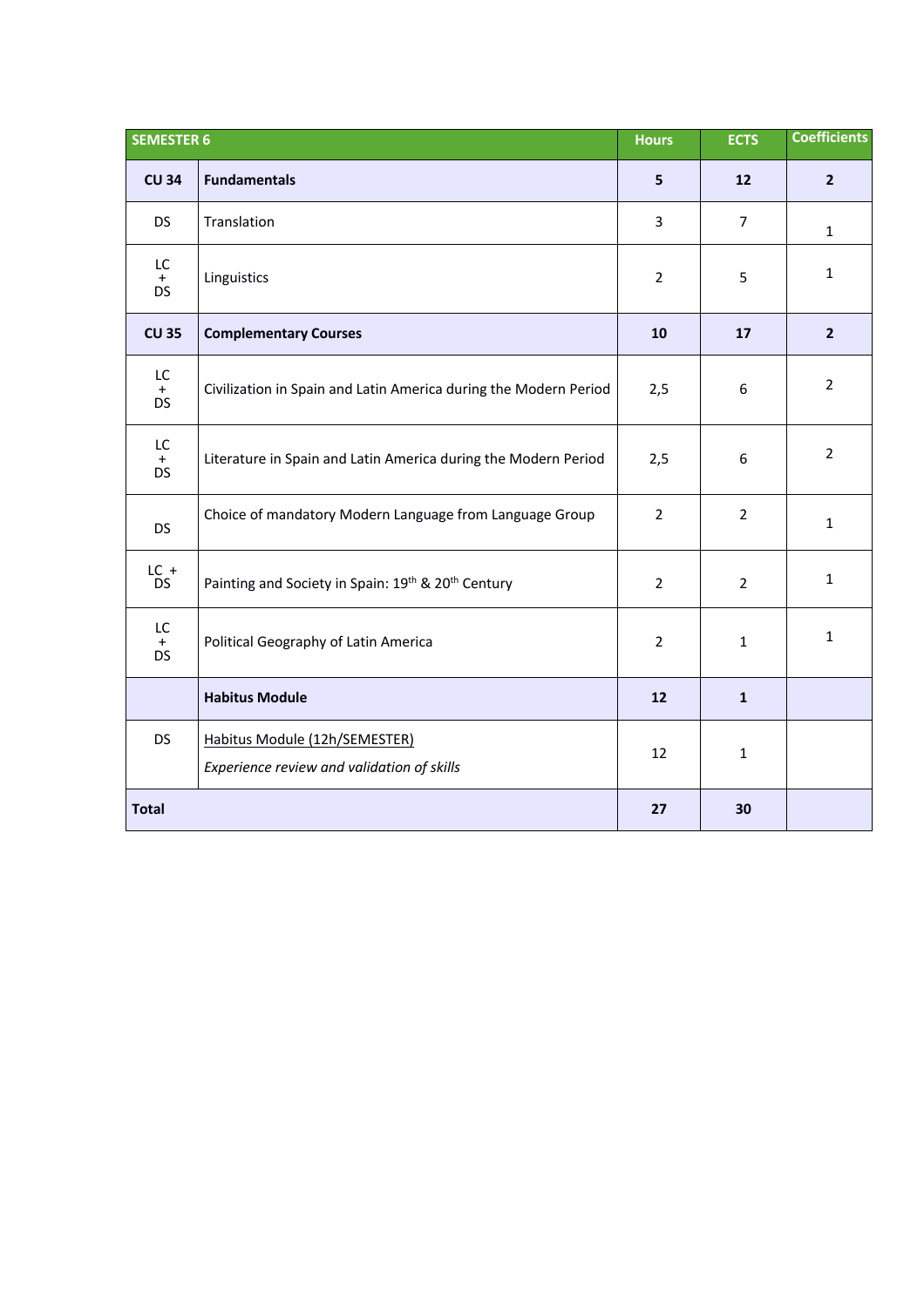| SEMESTER 6 | | Hours | ECTS | Coefficients |
|---|---|---|---|---|
| **CU 34** | **Fundamentals** | **5** | **12** | **2** |
| DS | Translation | 3 | 7 | 1 |
| LC + DS | Linguistics | 2 | 5 | 1 |
| **CU 35** | **Complementary Courses** | **10** | **17** | **2** |
| LC + DS | Civilization in Spain and Latin America during the Modern Period | 2,5 | 6 | 2 |
| LC + DS | Literature in Spain and Latin America during the Modern Period | 2,5 | 6 | 2 |
| DS | Choice of mandatory Modern Language from Language Group | 2 | 2 | 1 |
| LC + DS | Painting and Society in Spain: 19th & 20th Century | 2 | 2 | 1 |
| LC + DS | Political Geography of Latin America | 2 | 1 | 1 |
| | **Habitus Module** | **12** | **1** | |
| DS | Habitus Module (12h/SEMESTER) *Experience review and validation of skills* | 12 | 1 | |
| **Total** | | **27** | **30** | |